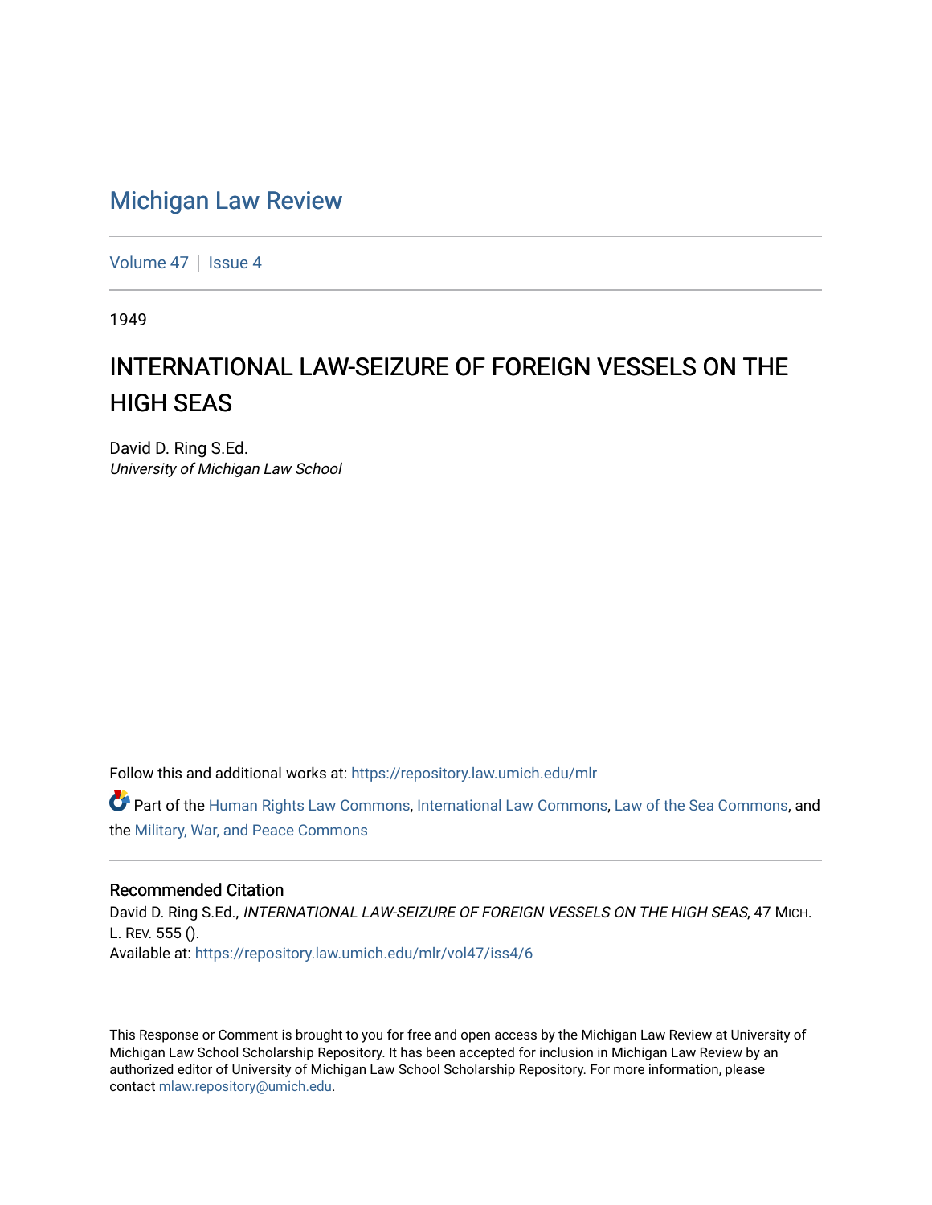# Michigan Law Review

Volume 47 | Issue 4

1949

## INTERNATIONAL LAW-SEIZURE OF FOREIGN VESSELS ON THE HIGH SEAS

David D. Ring S.Ed.
*University of Michigan Law School*

Follow this and additional works at: https://repository.law.umich.edu/mlr

Part of the Human Rights Law Commons, International Law Commons, Law of the Sea Commons, and the Military, War, and Peace Commons

### Recommended Citation

David D. Ring S.Ed., *INTERNATIONAL LAW-SEIZURE OF FOREIGN VESSELS ON THE HIGH SEAS*, 47 MICH. L. REV. 555 ().
Available at: https://repository.law.umich.edu/mlr/vol47/iss4/6

This Response or Comment is brought to you for free and open access by the Michigan Law Review at University of Michigan Law School Scholarship Repository. It has been accepted for inclusion in Michigan Law Review by an authorized editor of University of Michigan Law School Scholarship Repository. For more information, please contact mlaw.repository@umich.edu.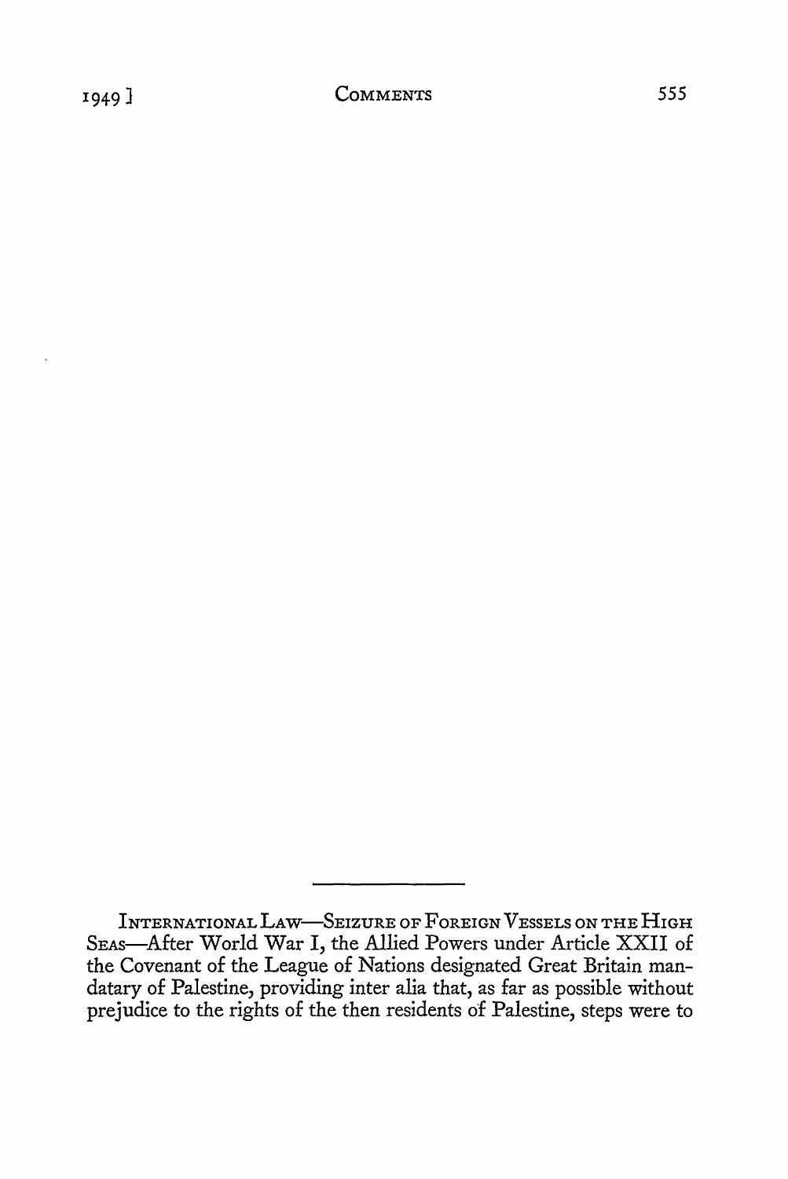INTERNATIONAL LAW—SEIZURE OF FOREIGN VESSELS ON THE HIGH SEAS—After World War I, the Allied Powers under Article XXII of the Covenant of the League of Nations designated Great Britain mandatary of Palestine, providing inter alia that, as far as possible without prejudice to the rights of the then residents of Palestine, steps were to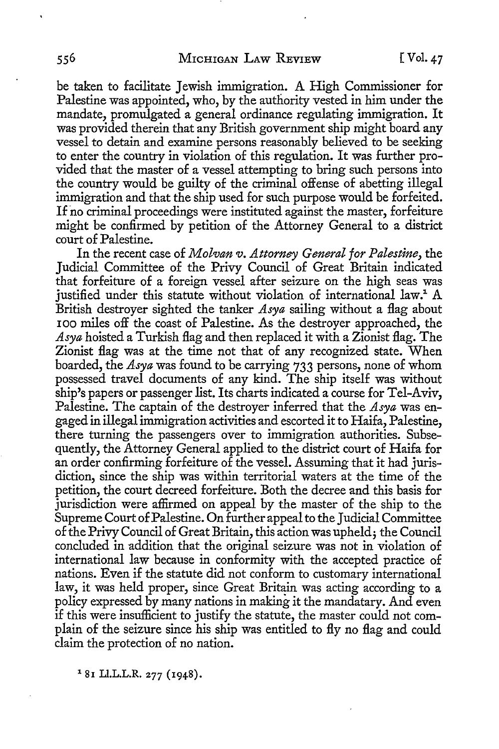be taken to facilitate Jewish immigration. A High Commissioner for Palestine was appointed, who, by the authority vested in him under the mandate, promulgated a general ordinance regulating immigration. It was provided therein that any British government ship might board any vessel to detain and examine persons reasonably believed to be seeking to enter the country in violation of this regulation. It was further provided that the master of a vessel attempting to bring such persons into the country would be guilty of the criminal offense of abetting illegal immigration and that the ship used for such purpose would be forfeited. If no criminal proceedings were instituted against the master, forfeiture might be confirmed by petition of the Attorney General to a district court of Palestine.

In the recent case of *Molvan v. Attorney General for Palestine*, the Judicial Committee of the Privy Council of Great Britain indicated that forfeiture of a foreign vessel after seizure on the high seas was justified under this statute without violation of international law.[1] A British destroyer sighted the tanker *Asya* sailing without a flag about 100 miles off the coast of Palestine. As the destroyer approached, the *Asya* hoisted a Turkish flag and then replaced it with a Zionist flag. The Zionist flag was at the time not that of any recognized state. When boarded, the *Asya* was found to be carrying 733 persons, none of whom possessed travel documents of any kind. The ship itself was without ship's papers or passenger list. Its charts indicated a course for Tel-Aviv, Palestine. The captain of the destroyer inferred that the *Asya* was engaged in illegal immigration activities and escorted it to Haifa, Palestine, there turning the passengers over to immigration authorities. Subsequently, the Attorney General applied to the district court of Haifa for an order confirming forfeiture of the vessel. Assuming that it had jurisdiction, since the ship was within territorial waters at the time of the petition, the court decreed forfeiture. Both the decree and this basis for jurisdiction were affirmed on appeal by the master of the ship to the Supreme Court of Palestine. On further appeal to the Judicial Committee of the Privy Council of Great Britain, this action was upheld; the Council concluded in addition that the original seizure was not in violation of international law because in conformity with the accepted practice of nations. Even if the statute did not conform to customary international law, it was held proper, since Great Britain was acting according to a policy expressed by many nations in making it the mandatary. And even if this were insufficient to justify the statute, the master could not complain of the seizure since his ship was entitled to fly no flag and could claim the protection of no nation.

[1] 81 Ll.L.L.R. 277 (1948).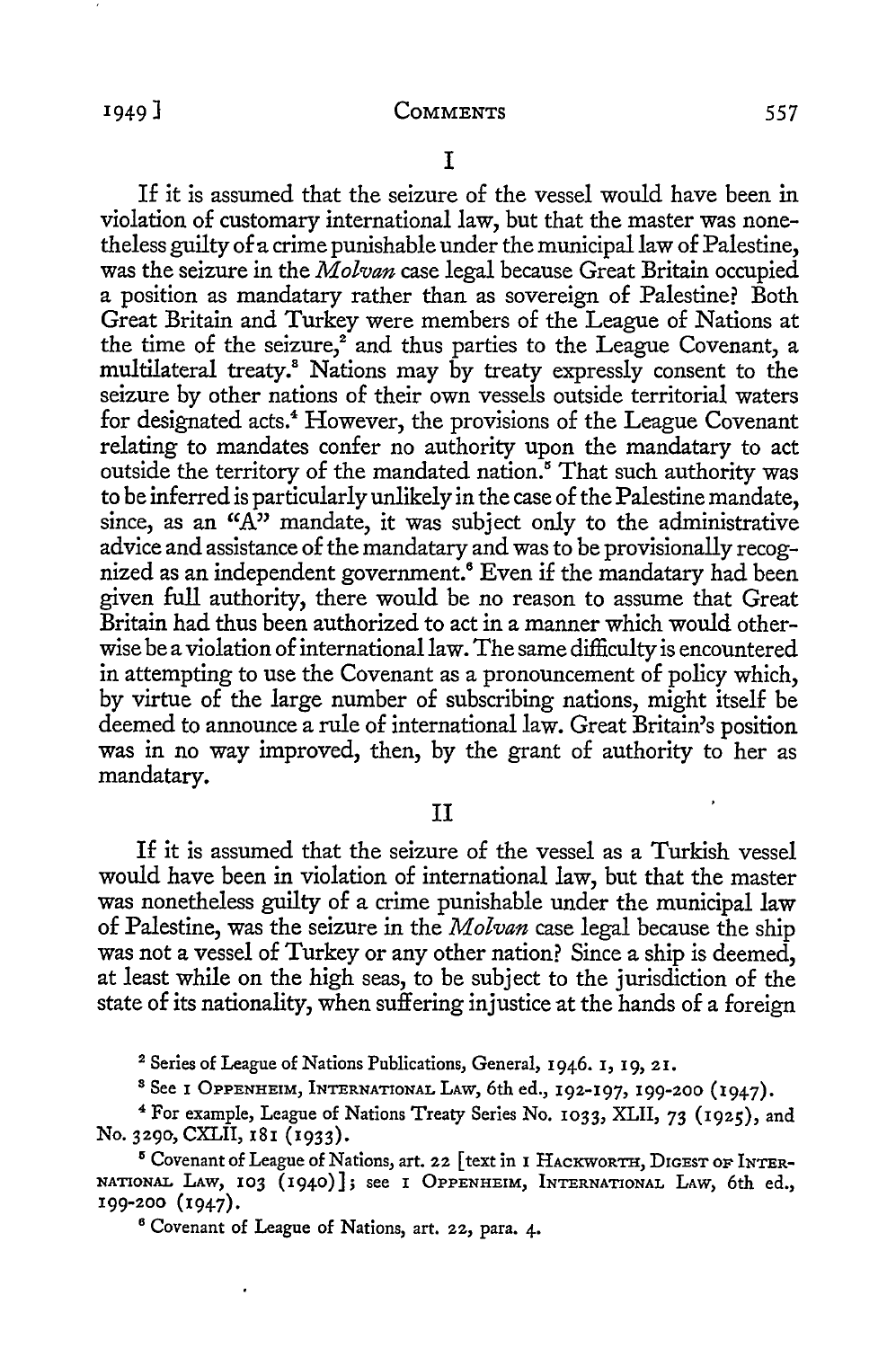## I

If it is assumed that the seizure of the vessel would have been in violation of customary international law, but that the master was nonetheless guilty of a crime punishable under the municipal law of Palestine, was the seizure in the *Molvan* case legal because Great Britain occupied a position as mandatary rather than as sovereign of Palestine? Both Great Britain and Turkey were members of the League of Nations at the time of the seizure,[2] and thus parties to the League Covenant, a multilateral treaty.[3] Nations may by treaty expressly consent to the seizure by other nations of their own vessels outside territorial waters for designated acts.[4] However, the provisions of the League Covenant relating to mandates confer no authority upon the mandatary to act outside the territory of the mandated nation.[5] That such authority was to be inferred is particularly unlikely in the case of the Palestine mandate, since, as an "A" mandate, it was subject only to the administrative advice and assistance of the mandatary and was to be provisionally recognized as an independent government.[6] Even if the mandatary had been given full authority, there would be no reason to assume that Great Britain had thus been authorized to act in a manner which would otherwise be a violation of international law. The same difficulty is encountered in attempting to use the Covenant as a pronouncement of policy which, by virtue of the large number of subscribing nations, might itself be deemed to announce a rule of international law. Great Britain's position was in no way improved, then, by the grant of authority to her as mandatary.

## II

If it is assumed that the seizure of the vessel as a Turkish vessel would have been in violation of international law, but that the master was nonetheless guilty of a crime punishable under the municipal law of Palestine, was the seizure in the *Molvan* case legal because the ship was not a vessel of Turkey or any other nation? Since a ship is deemed, at least while on the high seas, to be subject to the jurisdiction of the state of its nationality, when suffering injustice at the hands of a foreign

---

[2] Series of League of Nations Publications, General, 1946. 1, 19, 21.

[3] See 1 Oppenheim, International Law, 6th ed., 192-197, 199-200 (1947).

[4] For example, League of Nations Treaty Series No. 1033, XLII, 73 (1925), and No. 3290, CXLII, 181 (1933).

[5] Covenant of League of Nations, art. 22 [text in 1 Hackworth, Digest of International Law, 103 (1940)]; see 1 Oppenheim, International Law, 6th ed., 199-200 (1947).

[6] Covenant of League of Nations, art. 22, para. 4.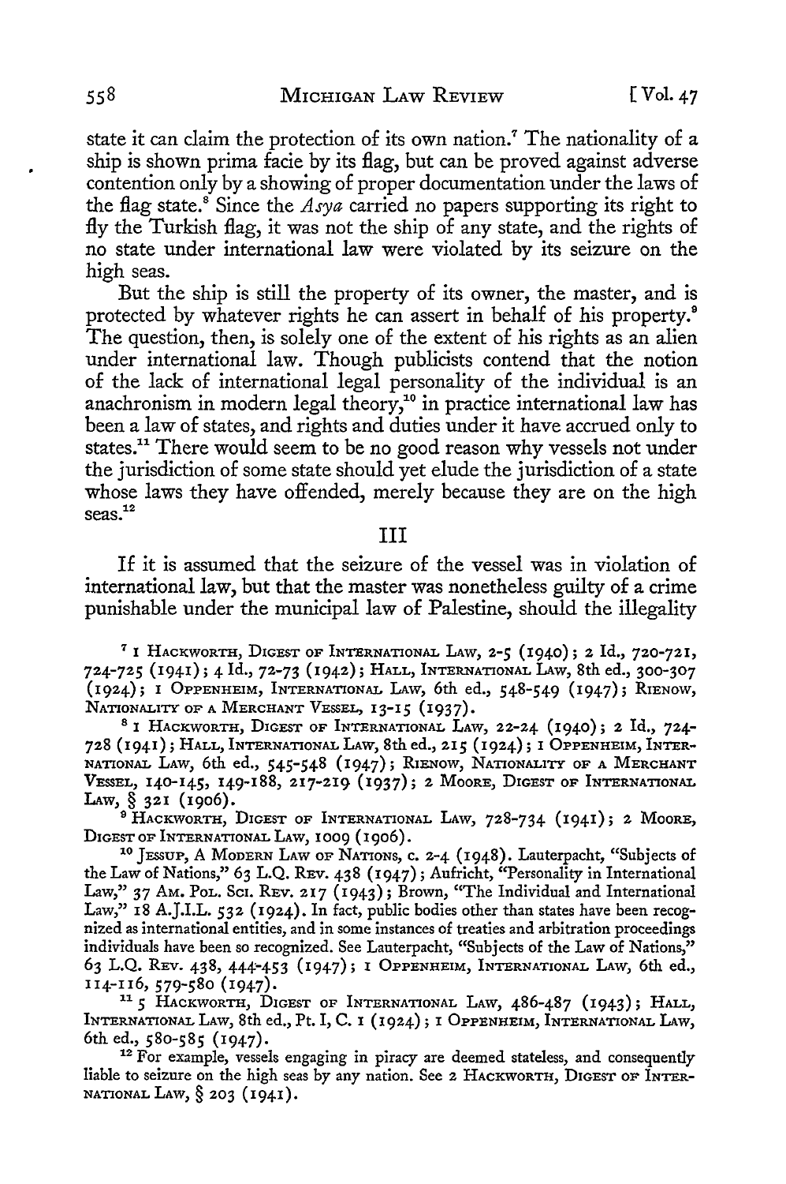state it can claim the protection of its own nation.[7] The nationality of a ship is shown prima facie by its flag, but can be proved against adverse contention only by a showing of proper documentation under the laws of the flag state.[8] Since the *Asya* carried no papers supporting its right to fly the Turkish flag, it was not the ship of any state, and the rights of no state under international law were violated by its seizure on the high seas.

But the ship is still the property of its owner, the master, and is protected by whatever rights he can assert in behalf of his property.[9] The question, then, is solely one of the extent of his rights as an alien under international law. Though publicists contend that the notion of the lack of international legal personality of the individual is an anachronism in modern legal theory,[10] in practice international law has been a law of states, and rights and duties under it have accrued only to states.[11] There would seem to be no good reason why vessels not under the jurisdiction of some state should yet elude the jurisdiction of a state whose laws they have offended, merely because they are on the high seas.[12]

## III

If it is assumed that the seizure of the vessel was in violation of international law, but that the master was nonetheless guilty of a crime punishable under the municipal law of Palestine, should the illegality

---

[7] 1 HACKWORTH, DIGEST OF INTERNATIONAL LAW, 2-5 (1940); 2 Id., 720-721, 724-725 (1941); 4 Id., 72-73 (1942); HALL, INTERNATIONAL LAW, 8th ed., 300-307 (1924); 1 OPPENHEIM, INTERNATIONAL LAW, 6th ed., 548-549 (1947); RIENOW, NATIONALITY OF A MERCHANT VESSEL, 13-15 (1937).

[8] 1 HACKWORTH, DIGEST OF INTERNATIONAL LAW, 22-24 (1940); 2 Id., 724-728 (1941); HALL, INTERNATIONAL LAW, 8th ed., 215 (1924); 1 OPPENHEIM, INTERNATIONAL LAW, 6th ed., 545-548 (1947); RIENOW, NATIONALITY OF A MERCHANT VESSEL, 140-145, 149-188, 217-219 (1937); 2 MOORE, DIGEST OF INTERNATIONAL LAW, § 321 (1906).

[9] HACKWORTH, DIGEST OF INTERNATIONAL LAW, 728-734 (1941); 2 MOORE, DIGEST OF INTERNATIONAL LAW, 1009 (1906).

[10] JESSUP, A MODERN LAW OF NATIONS, c. 2-4 (1948). Lauterpacht, "Subjects of the Law of Nations," 63 L.Q. REV. 438 (1947); Aufricht, "Personality in International Law," 37 AM. POL. SCI. REV. 217 (1943); Brown, "The Individual and International Law," 18 A.J.I.L. 532 (1924). In fact, public bodies other than states have been recognized as international entities, and in some instances of treaties and arbitration proceedings individuals have been so recognized. See Lauterpacht, "Subjects of the Law of Nations," 63 L.Q. REV. 438, 444-453 (1947); 1 OPPENHEIM, INTERNATIONAL LAW, 6th ed., 114-116, 579-580 (1947).

[11] 5 HACKWORTH, DIGEST OF INTERNATIONAL LAW, 486-487 (1943); HALL, INTERNATIONAL LAW, 8th ed., Pt. I, C. 1 (1924); 1 OPPENHEIM, INTERNATIONAL LAW, 6th ed., 580-585 (1947).

[12] For example, vessels engaging in piracy are deemed stateless, and consequently liable to seizure on the high seas by any nation. See 2 HACKWORTH, DIGEST OF INTERNATIONAL LAW, § 203 (1941).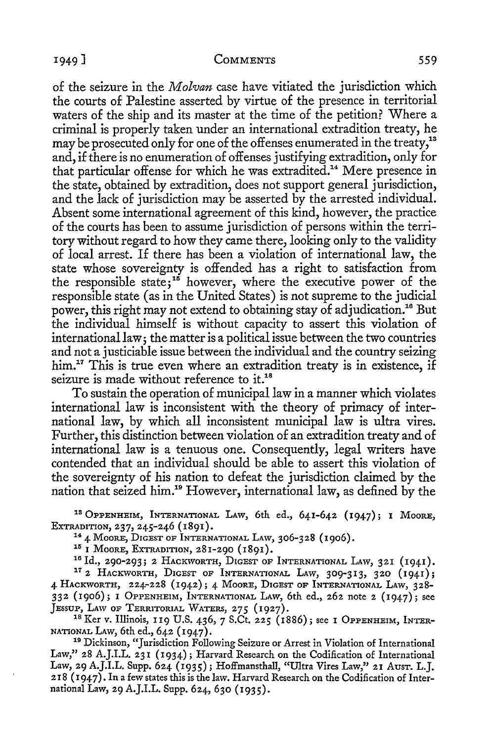of the seizure in the *Molvan* case have vitiated the jurisdiction which the courts of Palestine asserted by virtue of the presence in territorial waters of the ship and its master at the time of the petition? Where a criminal is properly taken under an international extradition treaty, he may be prosecuted only for one of the offenses enumerated in the treaty,[13] and, if there is no enumeration of offenses justifying extradition, only for that particular offense for which he was extradited.[14] Mere presence in the state, obtained by extradition, does not support general jurisdiction, and the lack of jurisdiction may be asserted by the arrested individual. Absent some international agreement of this kind, however, the practice of the courts has been to assume jurisdiction of persons within the territory without regard to how they came there, looking only to the validity of local arrest. If there has been a violation of international law, the state whose sovereignty is offended has a right to satisfaction from the responsible state;[15] however, where the executive power of the responsible state (as in the United States) is not supreme to the judicial power, this right may not extend to obtaining stay of adjudication.[16] But the individual himself is without capacity to assert this violation of international law; the matter is a political issue between the two countries and not a justiciable issue between the individual and the country seizing him.[17] This is true even where an extradition treaty is in existence, if seizure is made without reference to it.[18]

To sustain the operation of municipal law in a manner which violates international law is inconsistent with the theory of primacy of international law, by which all inconsistent municipal law is ultra vires. Further, this distinction between violation of an extradition treaty and of international law is a tenuous one. Consequently, legal writers have contended that an individual should be able to assert this violation of the sovereignty of his nation to defeat the jurisdiction claimed by the nation that seized him.[19] However, international law, as defined by the

[13] Oppenheim, International Law, 6th ed., 641-642 (1947); 1 Moore, Extradition, 237, 245-246 (1891).

[14] 4 Moore, Digest of International Law, 306-328 (1906).

[15] 1 Moore, Extradition, 281-290 (1891).

[16] Id., 290-293; 2 Hackworth, Digest of International Law, 321 (1941).

[17] 2 Hackworth, Digest of International Law, 309-313, 320 (1941); 4 Hackworth, 224-228 (1942); 4 Moore, Digest of International Law, 328-332 (1906); 1 Oppenheim, International Law, 6th ed., 262 note 2 (1947); see Jessup, Law of Territorial Waters, 275 (1927).

[18] Ker v. Illinois, 119 U.S. 436, 7 S.Ct. 225 (1886); see 1 Oppenheim, International Law, 6th ed., 642 (1947).

[19] Dickinson, "Jurisdiction Following Seizure or Arrest in Violation of International Law," 28 A.J.I.L. 231 (1934); Harvard Research on the Codification of International Law, 29 A.J.I.L. Supp. 624 (1935); Hoffmansthall, "Ultra Vires Law," 21 Aust. L.J. 218 (1947). In a few states this is the law. Harvard Research on the Codification of International Law, 29 A.J.I.L. Supp. 624, 630 (1935).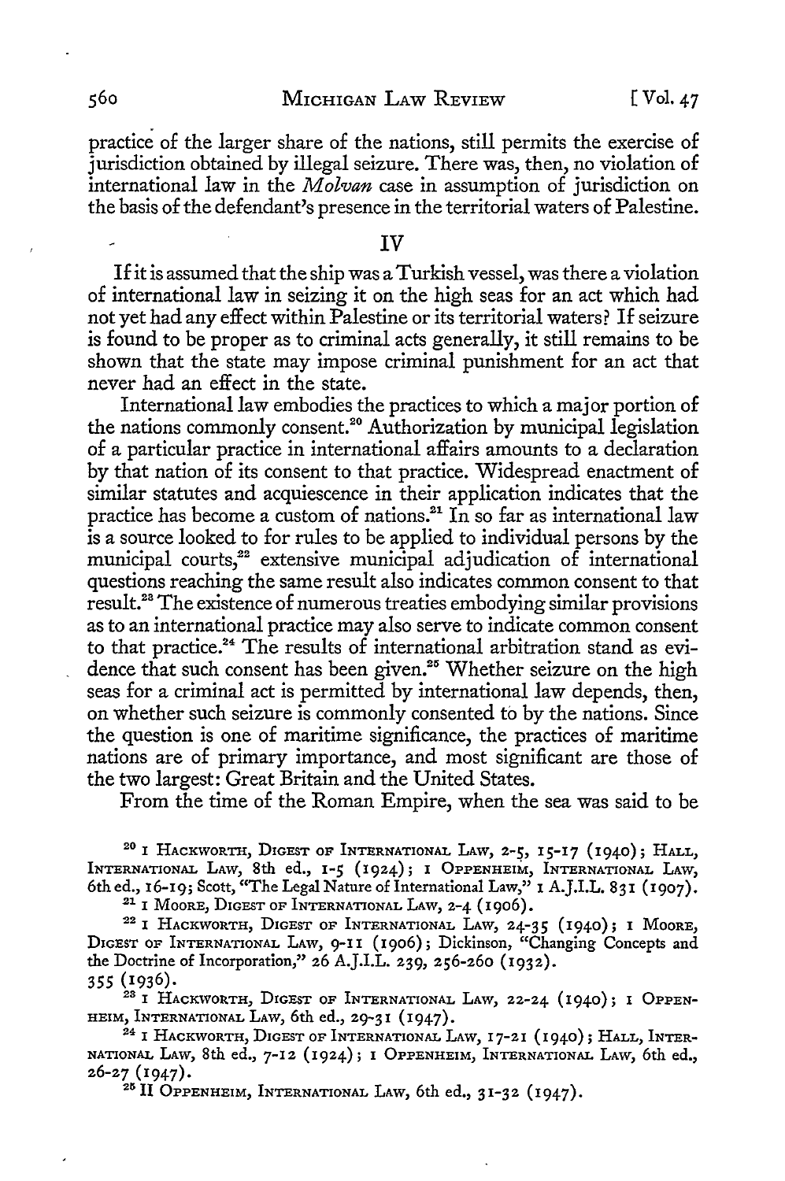practice of the larger share of the nations, still permits the exercise of jurisdiction obtained by illegal seizure. There was, then, no violation of international law in the *Molvan* case in assumption of jurisdiction on the basis of the defendant's presence in the territorial waters of Palestine.

## IV

If it is assumed that the ship was a Turkish vessel, was there a violation of international law in seizing it on the high seas for an act which had not yet had any effect within Palestine or its territorial waters? If seizure is found to be proper as to criminal acts generally, it still remains to be shown that the state may impose criminal punishment for an act that never had an effect in the state.

International law embodies the practices to which a major portion of the nations commonly consent.[20] Authorization by municipal legislation of a particular practice in international affairs amounts to a declaration by that nation of its consent to that practice. Widespread enactment of similar statutes and acquiescence in their application indicates that the practice has become a custom of nations.[21] In so far as international law is a source looked to for rules to be applied to individual persons by the municipal courts,[22] extensive municipal adjudication of international questions reaching the same result also indicates common consent to that result.[23] The existence of numerous treaties embodying similar provisions as to an international practice may also serve to indicate common consent to that practice.[24] The results of international arbitration stand as evidence that such consent has been given.[25] Whether seizure on the high seas for a criminal act is permitted by international law depends, then, on whether such seizure is commonly consented to by the nations. Since the question is one of maritime significance, the practices of maritime nations are of primary importance, and most significant are those of the two largest: Great Britain and the United States.

From the time of the Roman Empire, when the sea was said to be

---

[20] 1 HACKWORTH, DIGEST OF INTERNATIONAL LAW, 2-5, 15-17 (1940); HALL, INTERNATIONAL LAW, 8th ed., 1-5 (1924); 1 OPPENHEIM, INTERNATIONAL LAW, 6th ed., 16-19; Scott, "The Legal Nature of International Law," 1 A.J.I.L. 831 (1907).

[21] 1 MOORE, DIGEST OF INTERNATIONAL LAW, 2-4 (1906).

[22] 1 HACKWORTH, DIGEST OF INTERNATIONAL LAW, 24-35 (1940); 1 MOORE, DIGEST OF INTERNATIONAL LAW, 9-11 (1906); Dickinson, "Changing Concepts and the Doctrine of Incorporation," 26 A.J.I.L. 239, 256-260 (1932). 355 (1936).

[23] 1 HACKWORTH, DIGEST OF INTERNATIONAL LAW, 22-24 (1940); 1 OPPENHEIM, INTERNATIONAL LAW, 6th ed., 29-31 (1947).

[24] 1 HACKWORTH, DIGEST OF INTERNATIONAL LAW, 17-21 (1940); HALL, INTERNATIONAL LAW, 8th ed., 7-12 (1924); 1 OPPENHEIM, INTERNATIONAL LAW, 6th ed., 26-27 (1947).

[25] II OPPENHEIM, INTERNATIONAL LAW, 6th ed., 31-32 (1947).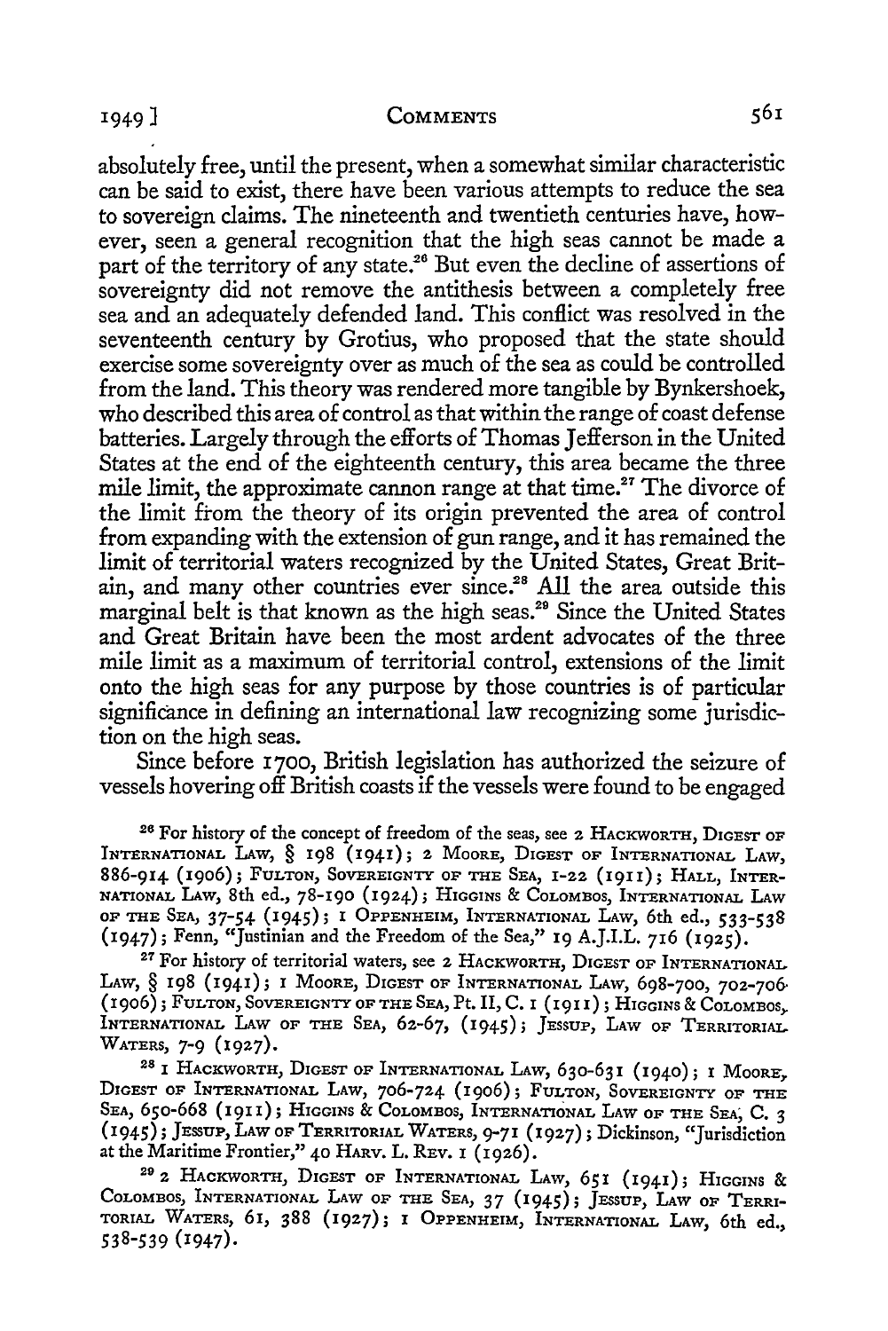absolutely free, until the present, when a somewhat similar characteristic can be said to exist, there have been various attempts to reduce the sea to sovereign claims. The nineteenth and twentieth centuries have, however, seen a general recognition that the high seas cannot be made a part of the territory of any state.[26] But even the decline of assertions of sovereignty did not remove the antithesis between a completely free sea and an adequately defended land. This conflict was resolved in the seventeenth century by Grotius, who proposed that the state should exercise some sovereignty over as much of the sea as could be controlled from the land. This theory was rendered more tangible by Bynkershoek, who described this area of control as that within the range of coast defense batteries. Largely through the efforts of Thomas Jefferson in the United States at the end of the eighteenth century, this area became the three mile limit, the approximate cannon range at that time.[27] The divorce of the limit from the theory of its origin prevented the area of control from expanding with the extension of gun range, and it has remained the limit of territorial waters recognized by the United States, Great Britain, and many other countries ever since.[28] All the area outside this marginal belt is that known as the high seas.[29] Since the United States and Great Britain have been the most ardent advocates of the three mile limit as a maximum of territorial control, extensions of the limit onto the high seas for any purpose by those countries is of particular significance in defining an international law recognizing some jurisdiction on the high seas.

Since before 1700, British legislation has authorized the seizure of vessels hovering off British coasts if the vessels were found to be engaged

[26] For history of the concept of freedom of the seas, see 2 HACKWORTH, DIGEST OF INTERNATIONAL LAW, § 198 (1941); 2 MOORE, DIGEST OF INTERNATIONAL LAW, 886-914 (1906); FULTON, SOVEREIGNTY OF THE SEA, 1-22 (1911); HALL, INTERNATIONAL LAW, 8th ed., 78-190 (1924); HIGGINS & COLOMBOS, INTERNATIONAL LAW OF THE SEA, 37-54 (1945); 1 OPPENHEIM, INTERNATIONAL LAW, 6th ed., 533-538 (1947); Fenn, "Justinian and the Freedom of the Sea," 19 A.J.I.L. 716 (1925).

[27] For history of territorial waters, see 2 HACKWORTH, DIGEST OF INTERNATIONAL LAW, § 198 (1941); 1 MOORE, DIGEST OF INTERNATIONAL LAW, 698-700, 702-706 (1906); FULTON, SOVEREIGNTY OF THE SEA, Pt. II, C. 1 (1911); HIGGINS & COLOMBOS, INTERNATIONAL LAW OF THE SEA, 62-67, (1945); JESSUP, LAW OF TERRITORIAL WATERS, 7-9 (1927).

[28] 1 HACKWORTH, DIGEST OF INTERNATIONAL LAW, 630-631 (1940); 1 MOORE, DIGEST OF INTERNATIONAL LAW, 706-724 (1906); FULTON, SOVEREIGNTY OF THE SEA, 650-668 (1911); HIGGINS & COLOMBOS, INTERNATIONAL LAW OF THE SEA, C. 3 (1945); JESSUP, LAW OF TERRITORIAL WATERS, 9-71 (1927); Dickinson, "Jurisdiction at the Maritime Frontier," 40 HARV. L. REV. 1 (1926).

[29] 2 HACKWORTH, DIGEST OF INTERNATIONAL LAW, 651 (1941); HIGGINS & COLOMBOS, INTERNATIONAL LAW OF THE SEA, 37 (1945); JESSUP, LAW OF TERRITORIAL WATERS, 61, 388 (1927); 1 OPPENHEIM, INTERNATIONAL LAW, 6th ed., 538-539 (1947).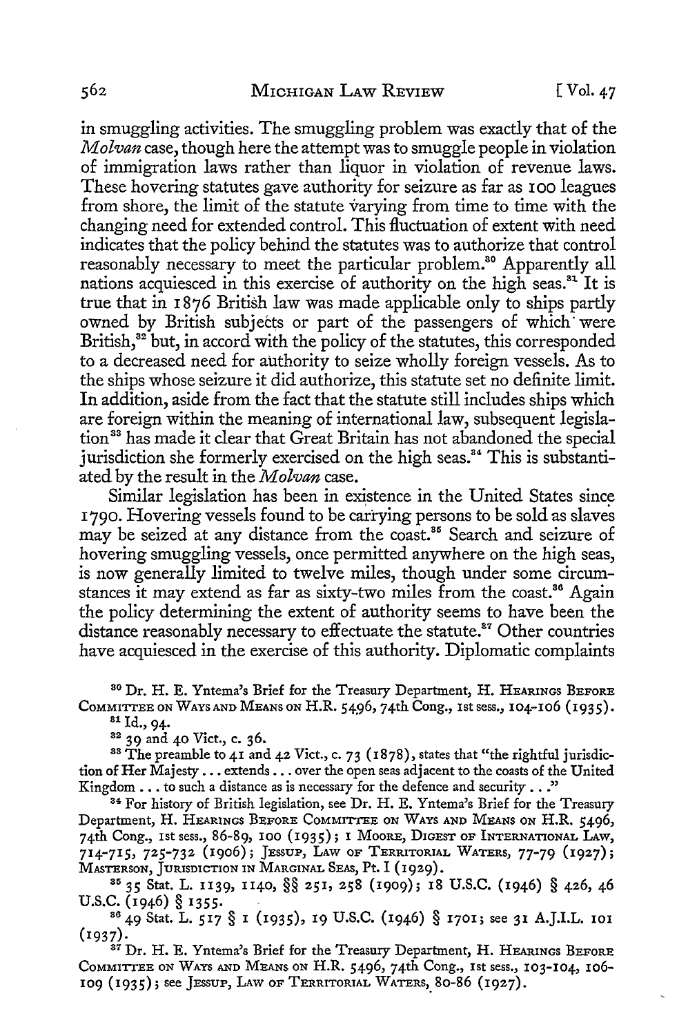in smuggling activities. The smuggling problem was exactly that of the *Molvan* case, though here the attempt was to smuggle people in violation of immigration laws rather than liquor in violation of revenue laws. These hovering statutes gave authority for seizure as far as 100 leagues from shore, the limit of the statute varying from time to time with the changing need for extended control. This fluctuation of extent with need indicates that the policy behind the statutes was to authorize that control reasonably necessary to meet the particular problem.[30] Apparently all nations acquiesced in this exercise of authority on the high seas.[31] It is true that in 1876 British law was made applicable only to ships partly owned by British subjects or part of the passengers of which were British,[32] but, in accord with the policy of the statutes, this corresponded to a decreased need for authority to seize wholly foreign vessels. As to the ships whose seizure it did authorize, this statute set no definite limit. In addition, aside from the fact that the statute still includes ships which are foreign within the meaning of international law, subsequent legislation[33] has made it clear that Great Britain has not abandoned the special jurisdiction she formerly exercised on the high seas.[34] This is substantiated by the result in the *Molvan* case.

Similar legislation has been in existence in the United States since 1790. Hovering vessels found to be carrying persons to be sold as slaves may be seized at any distance from the coast.[35] Search and seizure of hovering smuggling vessels, once permitted anywhere on the high seas, is now generally limited to twelve miles, though under some circumstances it may extend as far as sixty-two miles from the coast.[36] Again the policy determining the extent of authority seems to have been the distance reasonably necessary to effectuate the statute.[37] Other countries have acquiesced in the exercise of this authority. Diplomatic complaints

[30] Dr. H. E. Yntema's Brief for the Treasury Department, H. HEARINGS BEFORE COMMITTEE ON WAYS AND MEANS ON H.R. 5496, 74th Cong., 1st sess., 104-106 (1935).

[31] Id., 94.

[32] 39 and 40 Vict., c. 36.

[33] The preamble to 41 and 42 Vict., c. 73 (1878), states that "the rightful jurisdiction of Her Majesty . . . extends . . . over the open seas adjacent to the coasts of the United Kingdom . . . to such a distance as is necessary for the defence and security . . ."

[34] For history of British legislation, see Dr. H. E. Yntema's Brief for the Treasury Department, H. HEARINGS BEFORE COMMITTEE ON WAYS AND MEANS ON H.R. 5496, 74th Cong., 1st sess., 86-89, 100 (1935); 1 MOORE, DIGEST OF INTERNATIONAL LAW, 714-715, 725-732 (1906); JESSUP, LAW OF TERRITORIAL WATERS, 77-79 (1927); MASTERSON, JURISDICTION IN MARGINAL SEAS, Pt. I (1929).

[35] 35 Stat. L. 1139, 1140, §§ 251, 258 (1909); 18 U.S.C. (1946) § 426, 46 U.S.C. (1946) § 1355.

[36] 49 Stat. L. 517 § 1 (1935), 19 U.S.C. (1946) § 1701; see 31 A.J.I.L. 101 (1937).

[37] Dr. H. E. Yntema's Brief for the Treasury Department, H. HEARINGS BEFORE COMMITTEE ON WAYS AND MEANS ON H.R. 5496, 74th Cong., 1st sess., 103-104, 106-109 (1935); see JESSUP, LAW OF TERRITORIAL WATERS, 80-86 (1927).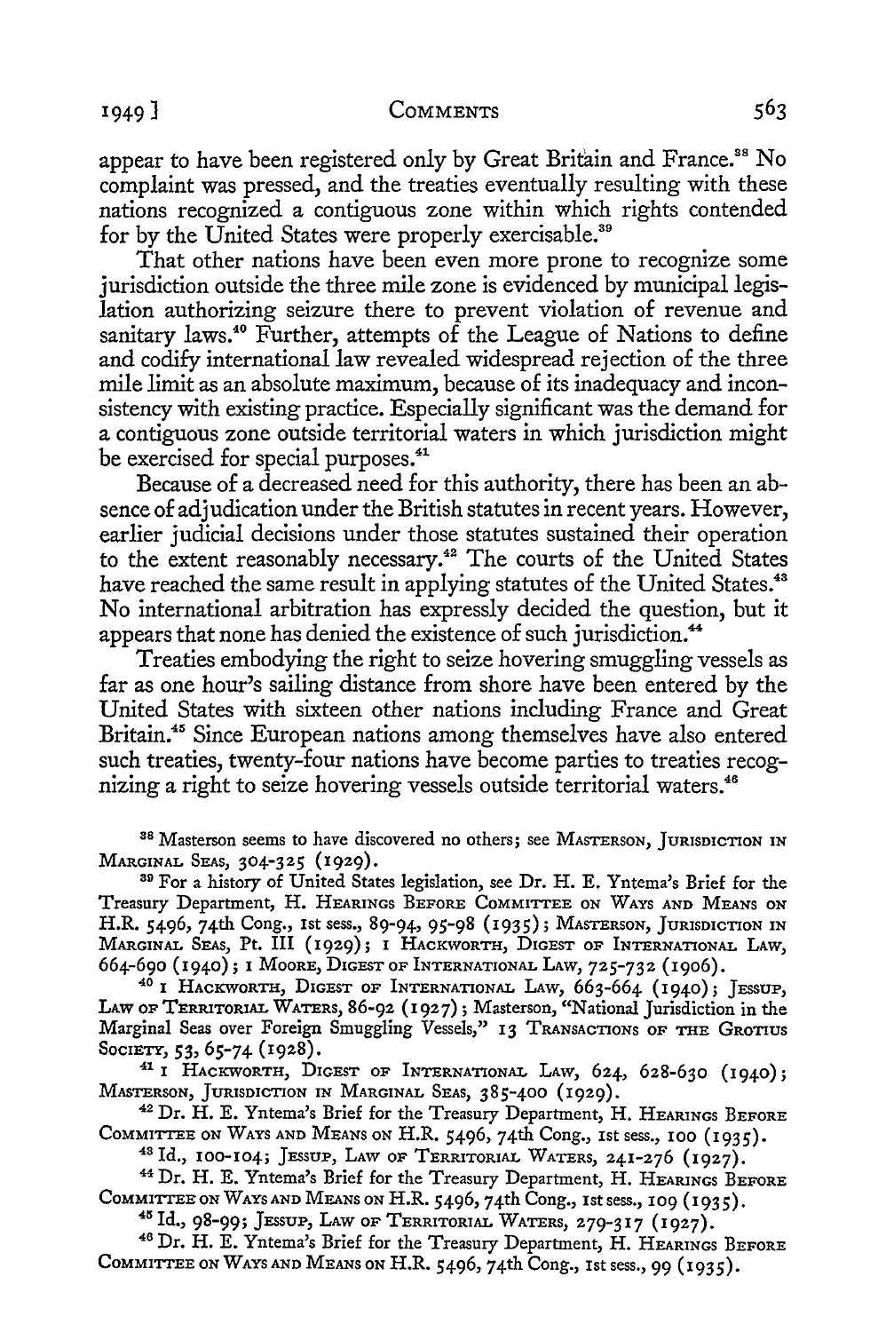appear to have been registered only by Great Britain and France.[38] No complaint was pressed, and the treaties eventually resulting with these nations recognized a contiguous zone within which rights contended for by the United States were properly exercisable.[39]

That other nations have been even more prone to recognize some jurisdiction outside the three mile zone is evidenced by municipal legislation authorizing seizure there to prevent violation of revenue and sanitary laws.[40] Further, attempts of the League of Nations to define and codify international law revealed widespread rejection of the three mile limit as an absolute maximum, because of its inadequacy and inconsistency with existing practice. Especially significant was the demand for a contiguous zone outside territorial waters in which jurisdiction might be exercised for special purposes.[41]

Because of a decreased need for this authority, there has been an absence of adjudication under the British statutes in recent years. However, earlier judicial decisions under those statutes sustained their operation to the extent reasonably necessary.[42] The courts of the United States have reached the same result in applying statutes of the United States.[43] No international arbitration has expressly decided the question, but it appears that none has denied the existence of such jurisdiction.[44]

Treaties embodying the right to seize hovering smuggling vessels as far as one hour's sailing distance from shore have been entered by the United States with sixteen other nations including France and Great Britain.[45] Since European nations among themselves have also entered such treaties, twenty-four nations have become parties to treaties recognizing a right to seize hovering vessels outside territorial waters.[46]

---

[38] Masterson seems to have discovered no others; see MASTERSON, JURISDICTION IN MARGINAL SEAS, 304-325 (1929).

[39] For a history of United States legislation, see Dr. H. E. Yntema's Brief for the Treasury Department, H. HEARINGS BEFORE COMMITTEE ON WAYS AND MEANS ON H.R. 5496, 74th Cong., 1st sess., 89-94, 95-98 (1935); MASTERSON, JURISDICTION IN MARGINAL SEAS, Pt. III (1929); 1 HACKWORTH, DIGEST OF INTERNATIONAL LAW, 664-690 (1940); 1 MOORE, DIGEST OF INTERNATIONAL LAW, 725-732 (1906).

[40] 1 HACKWORTH, DIGEST OF INTERNATIONAL LAW, 663-664 (1940); JESSUP, LAW OF TERRITORIAL WATERS, 86-92 (1927); Masterson, "National Jurisdiction in the Marginal Seas over Foreign Smuggling Vessels," 13 TRANSACTIONS OF THE GROTIUS SOCIETY, 53, 65-74 (1928).

[41] 1 HACKWORTH, DIGEST OF INTERNATIONAL LAW, 624, 628-630 (1940); MASTERSON, JURISDICTION IN MARGINAL SEAS, 385-400 (1929).

[42] Dr. H. E. Yntema's Brief for the Treasury Department, H. HEARINGS BEFORE COMMITTEE ON WAYS AND MEANS ON H.R. 5496, 74th Cong., 1st sess., 100 (1935).

[43] Id., 100-104; JESSUP, LAW OF TERRITORIAL WATERS, 241-276 (1927).

[44] Dr. H. E. Yntema's Brief for the Treasury Department, H. HEARINGS BEFORE COMMITTEE ON WAYS AND MEANS ON H.R. 5496, 74th Cong., 1st sess., 109 (1935).

[45] Id., 98-99; JESSUP, LAW OF TERRITORIAL WATERS, 279-317 (1927).

[46] Dr. H. E. Yntema's Brief for the Treasury Department, H. HEARINGS BEFORE COMMITTEE ON WAYS AND MEANS ON H.R. 5496, 74th Cong., 1st sess., 99 (1935).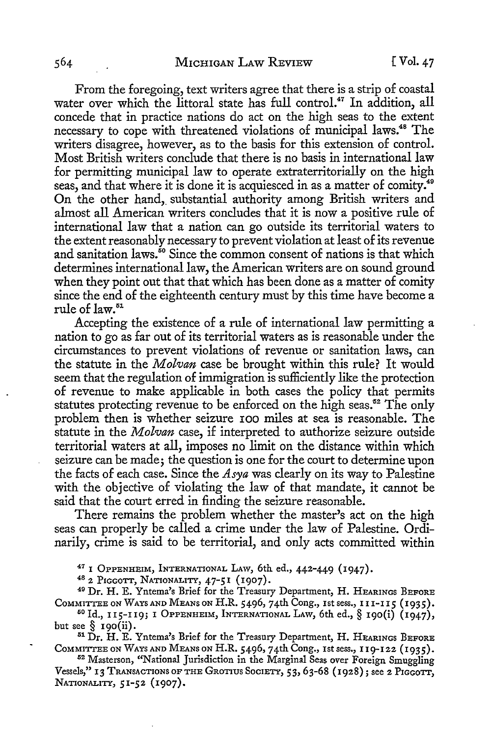From the foregoing, text writers agree that there is a strip of coastal water over which the littoral state has full control.[47] In addition, all concede that in practice nations do act on the high seas to the extent necessary to cope with threatened violations of municipal laws.[48] The writers disagree, however, as to the basis for this extension of control. Most British writers conclude that there is no basis in international law for permitting municipal law to operate extraterritorially on the high seas, and that where it is done it is acquiesced in as a matter of comity.[49] On the other hand, substantial authority among British writers and almost all American writers concludes that it is now a positive rule of international law that a nation can go outside its territorial waters to the extent reasonably necessary to prevent violation at least of its revenue and sanitation laws.[50] Since the common consent of nations is that which determines international law, the American writers are on sound ground when they point out that that which has been done as a matter of comity since the end of the eighteenth century must by this time have become a rule of law.[51]

Accepting the existence of a rule of international law permitting a nation to go as far out of its territorial waters as is reasonable under the circumstances to prevent violations of revenue or sanitation laws, can the statute in the *Molvan* case be brought within this rule? It would seem that the regulation of immigration is sufficiently like the protection of revenue to make applicable in both cases the policy that permits statutes protecting revenue to be enforced on the high seas.[52] The only problem then is whether seizure 100 miles at sea is reasonable. The statute in the *Molvan* case, if interpreted to authorize seizure outside territorial waters at all, imposes no limit on the distance within which seizure can be made; the question is one for the court to determine upon the facts of each case. Since the *Asya* was clearly on its way to Palestine with the objective of violating the law of that mandate, it cannot be said that the court erred in finding the seizure reasonable.

There remains the problem whether the master's act on the high seas can properly be called a crime under the law of Palestine. Ordinarily, crime is said to be territorial, and only acts committed within

[47] 1 OPPENHEIM, INTERNATIONAL LAW, 6th ed., 442-449 (1947).

[48] 2 PIGGOTT, NATIONALITY, 47-51 (1907).

[49] Dr. H. E. Yntema's Brief for the Treasury Department, H. HEARINGS BEFORE COMMITTEE ON WAYS AND MEANS ON H.R. 5496, 74th Cong., 1st sess., 111-115 (1935).

[50] Id., 115-119; 1 OPPENHEIM, INTERNATIONAL LAW, 6th ed., § 190(i) (1947), but see § 190(ii).

[51] Dr. H. E. Yntema's Brief for the Treasury Department, H. HEARINGS BEFORE COMMITTEE ON WAYS AND MEANS ON H.R. 5496, 74th Cong., 1st sess., 119-122 (1935).

[52] Masterson, "National Jurisdiction in the Marginal Seas over Foreign Smuggling Vessels," 13 TRANSACTIONS OF THE GROTIUS SOCIETY, 53, 63-68 (1928); see 2 PIGGOTT, NATIONALITY, 51-52 (1907).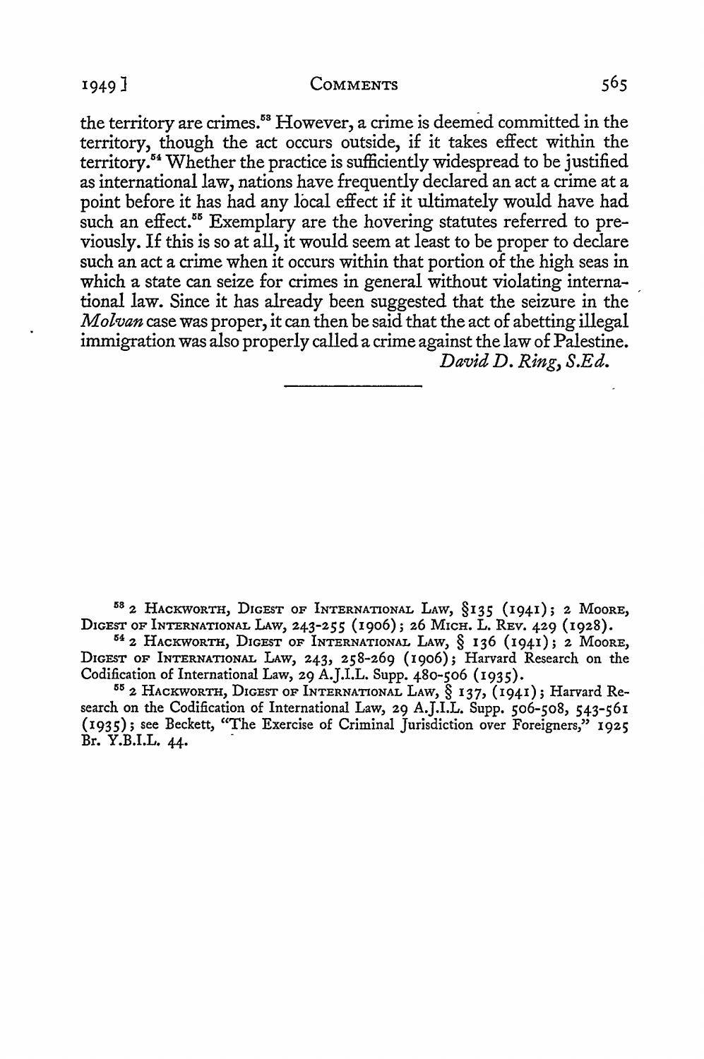the territory are crimes.[53] However, a crime is deemed committed in the territory, though the act occurs outside, if it takes effect within the territory.[54] Whether the practice is sufficiently widespread to be justified as international law, nations have frequently declared an act a crime at a point before it has had any local effect if it ultimately would have had such an effect.[55] Exemplary are the hovering statutes referred to previously. If this is so at all, it would seem at least to be proper to declare such an act a crime when it occurs within that portion of the high seas in which a state can seize for crimes in general without violating international law. Since it has already been suggested that the seizure in the *Molvan* case was proper, it can then be said that the act of abetting illegal immigration was also properly called a crime against the law of Palestine.

*David D. Ring, S.Ed.*

---

[53] 2 Hackworth, Digest of International Law, §135 (1941); 2 Moore, Digest of International Law, 243-255 (1906); 26 Mich. L. Rev. 429 (1928).

[54] 2 Hackworth, Digest of International Law, § 136 (1941); 2 Moore, Digest of International Law, 243, 258-269 (1906); Harvard Research on the Codification of International Law, 29 A.J.I.L. Supp. 480-506 (1935).

[55] 2 Hackworth, Digest of International Law, § 137, (1941); Harvard Research on the Codification of International Law, 29 A.J.I.L. Supp. 506-508, 543-561 (1935); see Beckett, "The Exercise of Criminal Jurisdiction over Foreigners," 1925 Br. Y.B.I.L. 44.